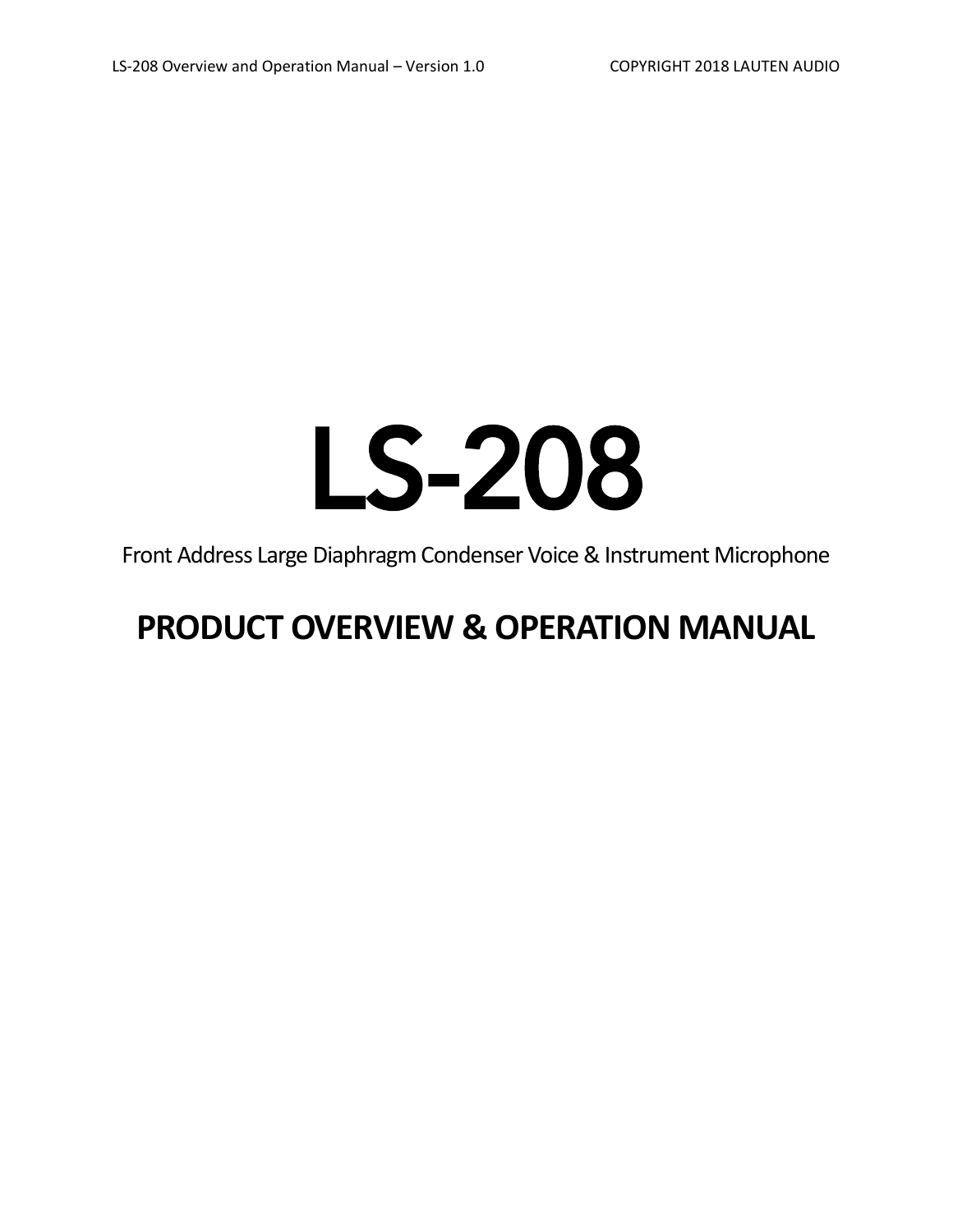# LS-208

Front Address Large Diaphragm Condenser Voice & Instrument Microphone

## PRODUCT OVERVIEW & OPERATION MANUAL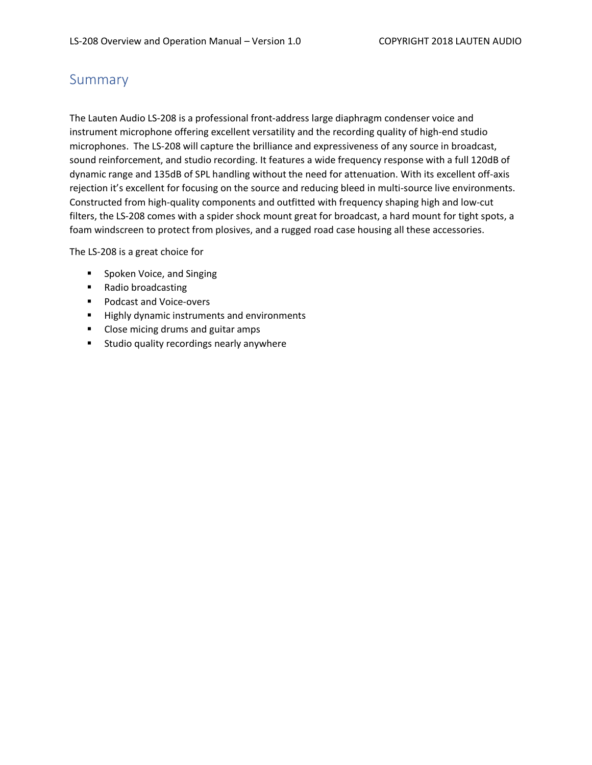# Summary

The Lauten Audio LS-208 is a professional front-address large diaphragm condenser voice and instrument microphone offering excellent versatility and the recording quality of high-end studio microphones. The LS-208 will capture the brilliance and expressiveness of any source in broadcast, sound reinforcement, and studio recording. It features a wide frequency response with a full 120dB of dynamic range and 135dB of SPL handling without the need for attenuation. With its excellent off-axis rejection it's excellent for focusing on the source and reducing bleed in multi-source live environments. Constructed from high-quality components and outfitted with frequency shaping high and low-cut filters, the LS-208 comes with a spider shock mount great for broadcast, a hard mount for tight spots, a foam windscreen to protect from plosives, and a rugged road case housing all these accessories.

The LS-208 is a great choice for

- Spoken Voice, and Singing
- Radio broadcasting
- Podcast and Voice-overs
- Highly dynamic instruments and environments
- Close micing drums and guitar amps
- Studio quality recordings nearly anywhere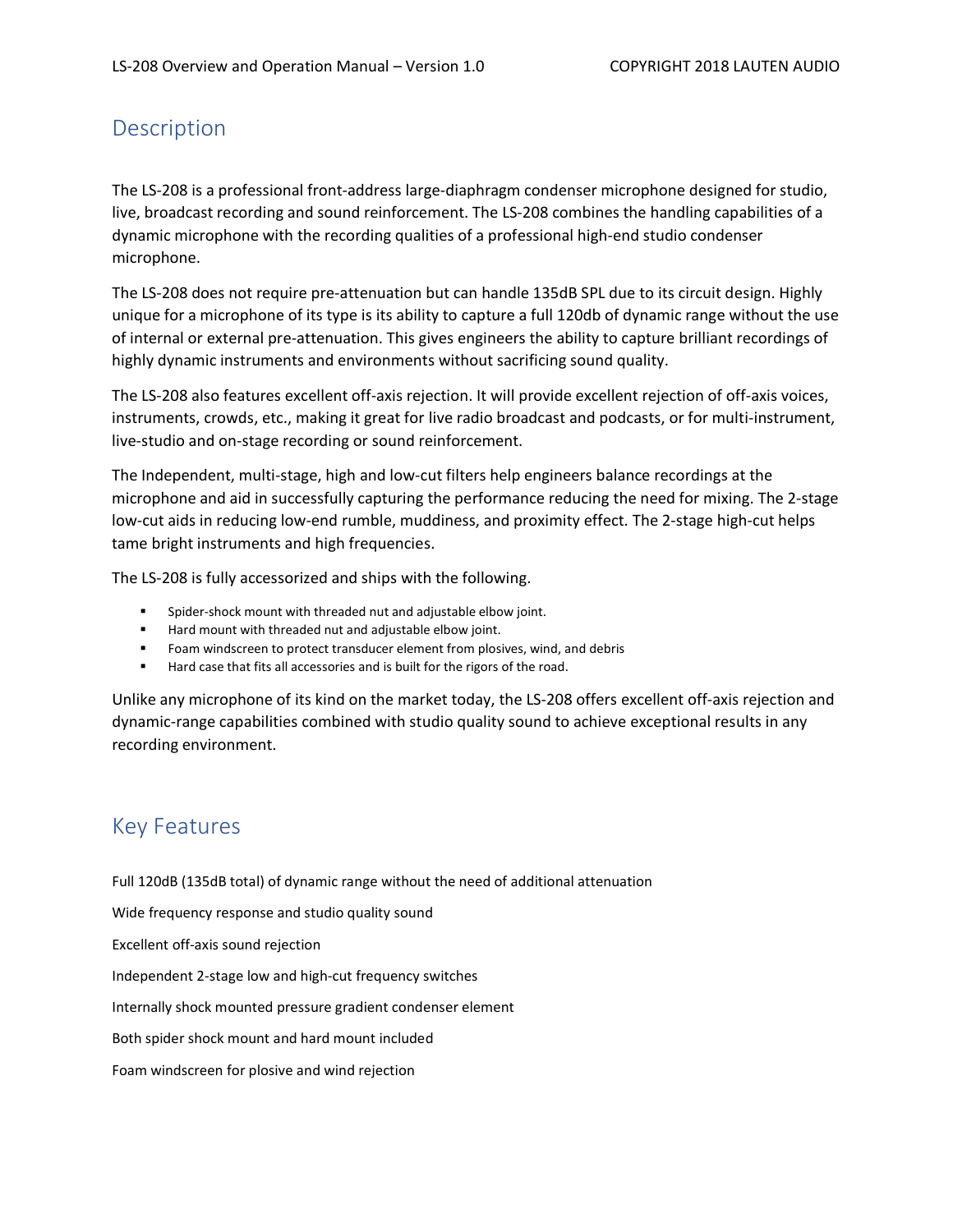## Description

The LS-208 is a professional front-address large-diaphragm condenser microphone designed for studio, live, broadcast recording and sound reinforcement. The LS-208 combines the handling capabilities of a dynamic microphone with the recording qualities of a professional high-end studio condenser microphone.

The LS-208 does not require pre-attenuation but can handle 135dB SPL due to its circuit design. Highly unique for a microphone of its type is its ability to capture a full 120db of dynamic range without the use of internal or external pre-attenuation. This gives engineers the ability to capture brilliant recordings of highly dynamic instruments and environments without sacrificing sound quality.

The LS-208 also features excellent off-axis rejection. It will provide excellent rejection of off-axis voices, instruments, crowds, etc., making it great for live radio broadcast and podcasts, or for multi-instrument, live-studio and on-stage recording or sound reinforcement.

The Independent, multi-stage, high and low-cut filters help engineers balance recordings at the microphone and aid in successfully capturing the performance reducing the need for mixing. The 2-stage low-cut aids in reducing low-end rumble, muddiness, and proximity effect. The 2-stage high-cut helps tame bright instruments and high frequencies.

The LS-208 is fully accessorized and ships with the following.

- Spider-shock mount with threaded nut and adjustable elbow joint.
- Hard mount with threaded nut and adjustable elbow joint.
- Foam windscreen to protect transducer element from plosives, wind, and debris
- Hard case that fits all accessories and is built for the rigors of the road.

Unlike any microphone of its kind on the market today, the LS-208 offers excellent off-axis rejection and dynamic-range capabilities combined with studio quality sound to achieve exceptional results in any recording environment.

## Key Features

Full 120dB (135dB total) of dynamic range without the need of additional attenuation

Wide frequency response and studio quality sound

Excellent off-axis sound rejection

Independent 2-stage low and high-cut frequency switches

Internally shock mounted pressure gradient condenser element

Both spider shock mount and hard mount included

Foam windscreen for plosive and wind rejection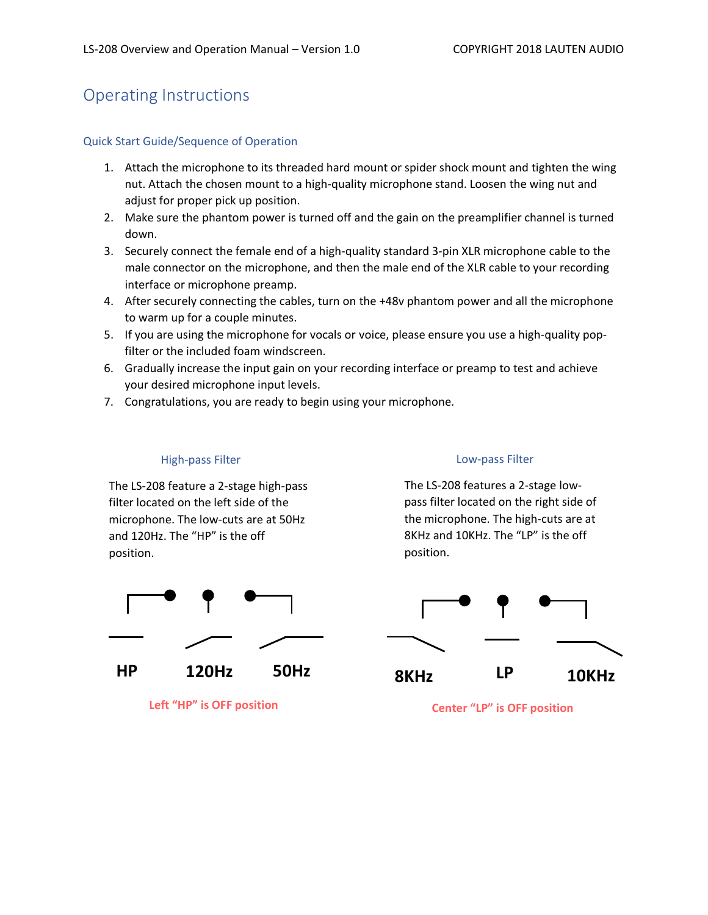# Operating Instructions

## Quick Start Guide/Sequence of Operation

1. Attach the microphone to its threaded hard mount or spider shock mount and tighten the wing nut. Attach the chosen mount to a high-quality microphone stand. Loosen the wing nut and adjust for proper pick up position.
2. Make sure the phantom power is turned off and the gain on the preamplifier channel is turned down.
3. Securely connect the female end of a high-quality standard 3-pin XLR microphone cable to the male connector on the microphone, and then the male end of the XLR cable to your recording interface or microphone preamp.
4. After securely connecting the cables, turn on the +48v phantom power and all the microphone to warm up for a couple minutes.
5. If you are using the microphone for vocals or voice, please ensure you use a high-quality pop-filter or the included foam windscreen.
6. Gradually increase the input gain on your recording interface or preamp to test and achieve your desired microphone input levels.
7. Congratulations, you are ready to begin using your microphone.

### High-pass Filter

The LS-208 feature a 2-stage high-pass filter located on the left side of the microphone. The low-cuts are at 50Hz and 120Hz. The "HP" is the off position.

**HP** **120Hz** **50Hz**

**Left "HP" is OFF position**

### Low-pass Filter

The LS-208 features a 2-stage low-pass filter located on the right side of the microphone. The high-cuts are at 8KHz and 10KHz. The "LP" is the off position.

**8KHz** **LP** **10KHz**

**Center "LP" is OFF position**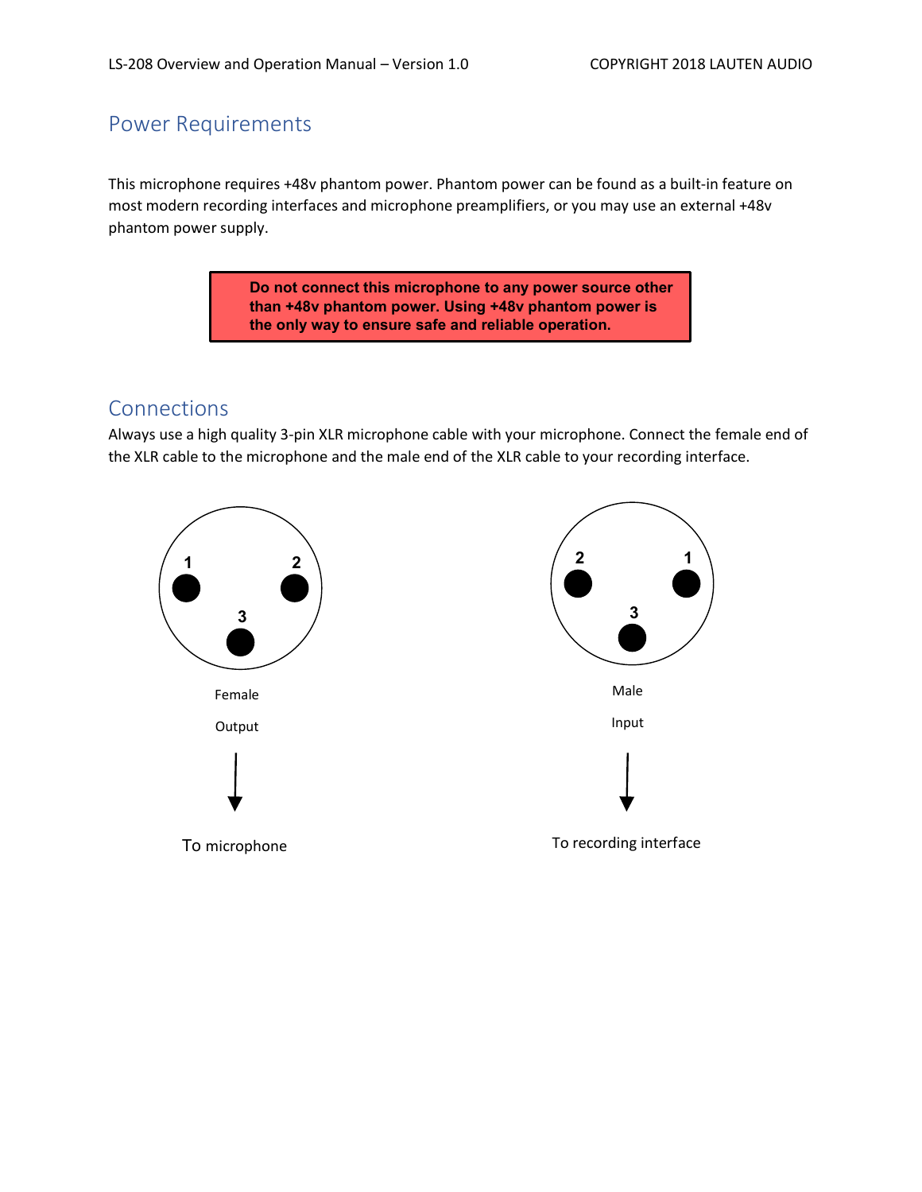## Power Requirements

This microphone requires +48v phantom power. Phantom power can be found as a built-in feature on most modern recording interfaces and microphone preamplifiers, or you may use an external +48v phantom power supply.

**Do not connect this microphone to any power source other than +48v phantom power. Using +48v phantom power is the only way to ensure safe and reliable operation.**

## Connections

Always use a high quality 3-pin XLR microphone cable with your microphone. Connect the female end of the XLR cable to the microphone and the male end of the XLR cable to your recording interface.

1 2 3

Female

Output

To microphone

2 1 3

Male

Input

To recording interface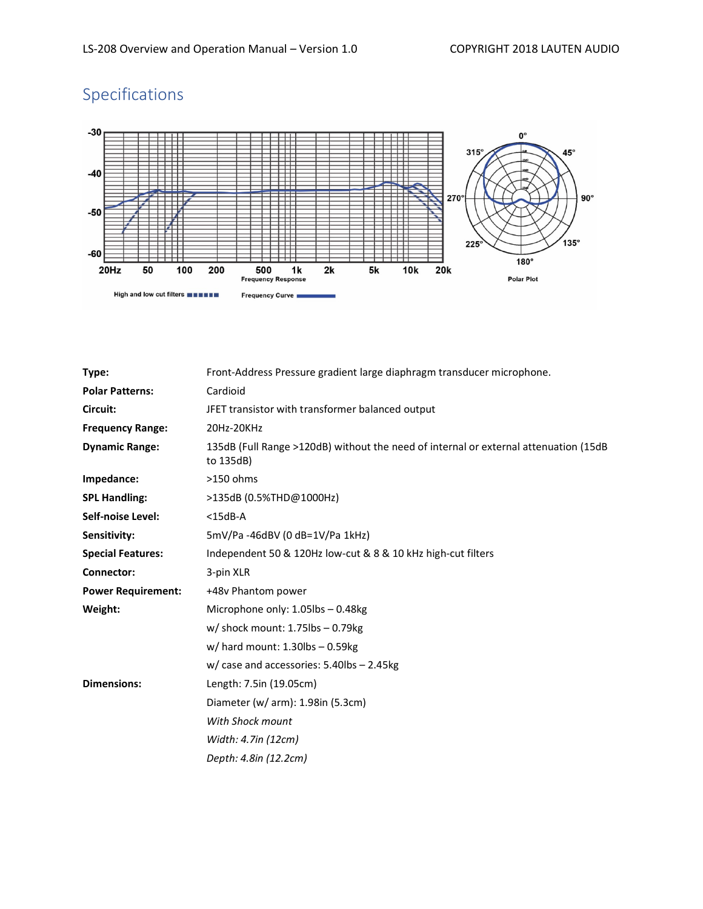## Specifications

| | |
|---|---|
| **Type:** | Front-Address Pressure gradient large diaphragm transducer microphone. |
| **Polar Patterns:** | Cardioid |
| **Circuit:** | JFET transistor with transformer balanced output |
| **Frequency Range:** | 20Hz-20KHz |
| **Dynamic Range:** | 135dB (Full Range >120dB) without the need of internal or external attenuation (15dB to 135dB) |
| **Impedance:** | >150 ohms |
| **SPL Handling:** | >135dB (0.5%THD@1000Hz) |
| **Self-noise Level:** | <15dB-A |
| **Sensitivity:** | 5mV/Pa -46dBV (0 dB=1V/Pa 1kHz) |
| **Special Features:** | Independent 50 & 120Hz low-cut & 8 & 10 kHz high-cut filters |
| **Connector:** | 3-pin XLR |
| **Power Requirement:** | +48v Phantom power |
| **Weight:** | Microphone only: 1.05lbs – 0.48kg |
| | w/ shock mount: 1.75lbs – 0.79kg |
| | w/ hard mount: 1.30lbs – 0.59kg |
| | w/ case and accessories: 5.40lbs – 2.45kg |
| **Dimensions:** | Length: 7.5in (19.05cm) |
| | Diameter (w/ arm): 1.98in (5.3cm) |
| | *With Shock mount* |
| | *Width: 4.7in (12cm)* |
| | *Depth: 4.8in (12.2cm)* |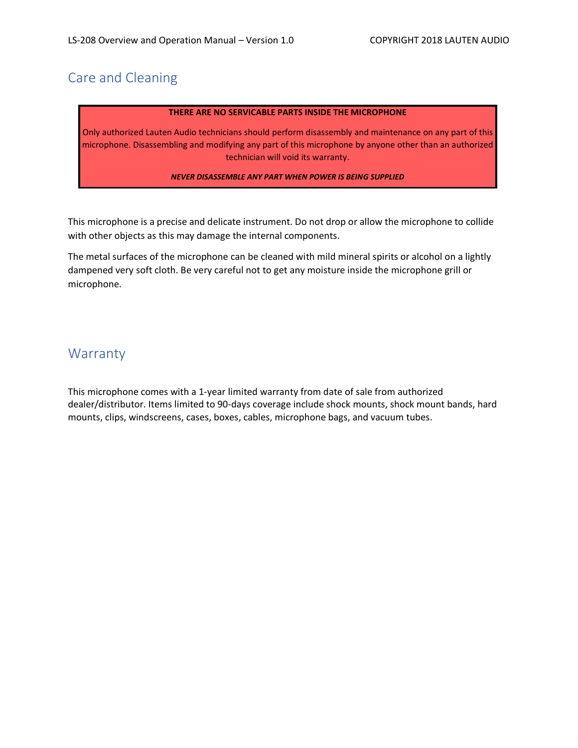## Care and Cleaning

**THERE ARE NO SERVICABLE PARTS INSIDE THE MICROPHONE**

Only authorized Lauten Audio technicians should perform disassembly and maintenance on any part of this microphone. Disassembling and modifying any part of this microphone by anyone other than an authorized technician will void its warranty.

***NEVER DISASSEMBLE ANY PART WHEN POWER IS BEING SUPPLIED***

This microphone is a precise and delicate instrument. Do not drop or allow the microphone to collide with other objects as this may damage the internal components.

The metal surfaces of the microphone can be cleaned with mild mineral spirits or alcohol on a lightly dampened very soft cloth. Be very careful not to get any moisture inside the microphone grill or microphone.

## Warranty

This microphone comes with a 1-year limited warranty from date of sale from authorized dealer/distributor. Items limited to 90-days coverage include shock mounts, shock mount bands, hard mounts, clips, windscreens, cases, boxes, cables, microphone bags, and vacuum tubes.